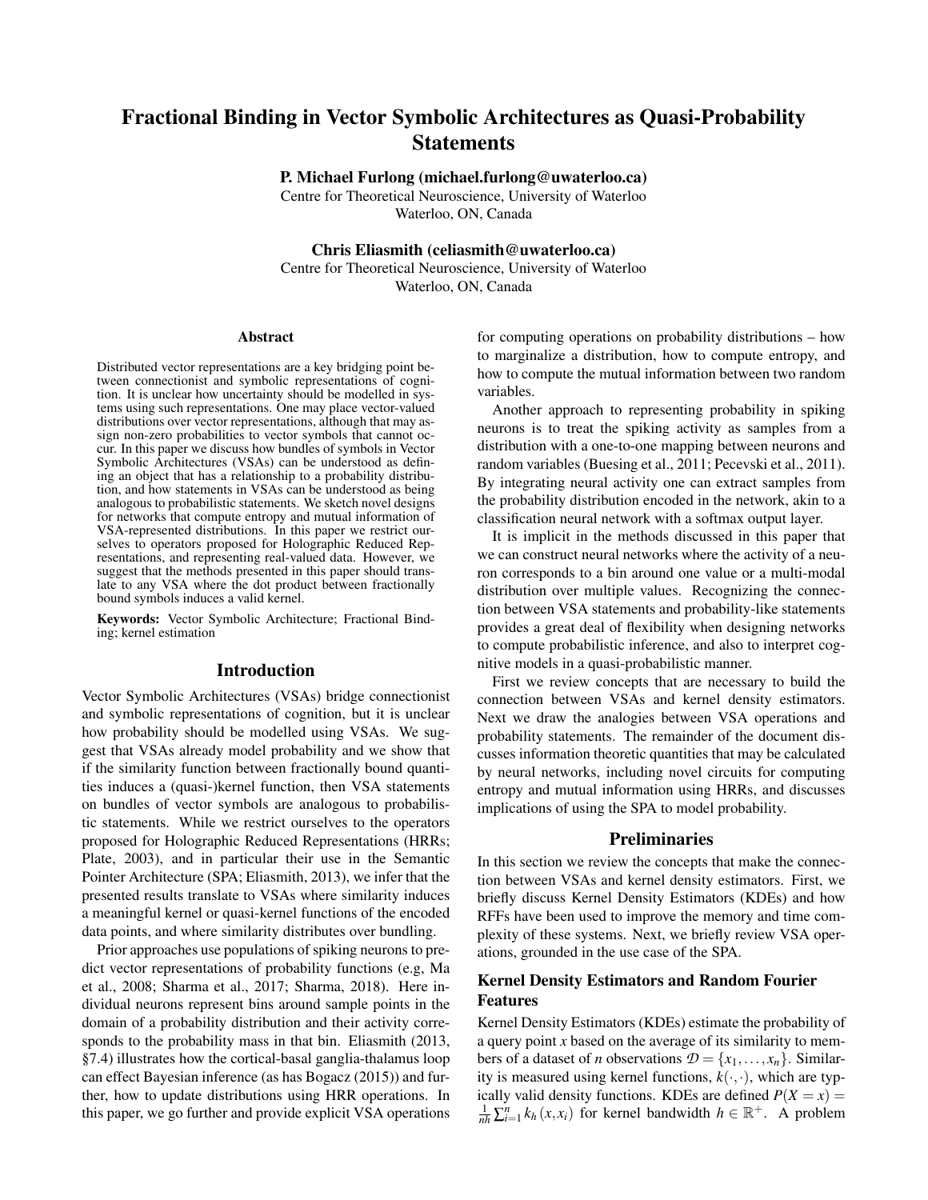# Fractional Binding in Vector Symbolic Architectures as Quasi-Probability Statements

**P. Michael Furlong (michael.furlong@uwaterloo.ca)**
Centre for Theoretical Neuroscience, University of Waterloo
Waterloo, ON, Canada

**Chris Eliasmith (celiasmith@uwaterloo.ca)**
Centre for Theoretical Neuroscience, University of Waterloo
Waterloo, ON, Canada

## Abstract

Distributed vector representations are a key bridging point between connectionist and symbolic representations of cognition. It is unclear how uncertainty should be modelled in systems using such representations. One may place vector-valued distributions over vector representations, although that may assign non-zero probabilities to vector symbols that cannot occur. In this paper we discuss how bundles of symbols in Vector Symbolic Architectures (VSAs) can be understood as defining an object that has a relationship to a probability distribution, and how statements in VSAs can be understood as being analogous to probabilistic statements. We sketch novel designs for networks that compute entropy and mutual information of VSA-represented distributions. In this paper we restrict ourselves to operators proposed for Holographic Reduced Representations, and representing real-valued data. However, we suggest that the methods presented in this paper should translate to any VSA where the dot product between fractionally bound symbols induces a valid kernel.

**Keywords:** Vector Symbolic Architecture; Fractional Binding; kernel estimation

## Introduction

Vector Symbolic Architectures (VSAs) bridge connectionist and symbolic representations of cognition, but it is unclear how probability should be modelled using VSAs. We suggest that VSAs already model probability and we show that if the similarity function between fractionally bound quantities induces a (quasi-)kernel function, then VSA statements on bundles of vector symbols are analogous to probabilistic statements. While we restrict ourselves to the operators proposed for Holographic Reduced Representations (HRRs; Plate, 2003), and in particular their use in the Semantic Pointer Architecture (SPA; Eliasmith, 2013), we infer that the presented results translate to VSAs where similarity induces a meaningful kernel or quasi-kernel functions of the encoded data points, and where similarity distributes over bundling.

Prior approaches use populations of spiking neurons to predict vector representations of probability functions (e.g, Ma et al., 2008; Sharma et al., 2017; Sharma, 2018). Here individual neurons represent bins around sample points in the domain of a probability distribution and their activity corresponds to the probability mass in that bin. Eliasmith (2013, §7.4) illustrates how the cortical-basal ganglia-thalamus loop can effect Bayesian inference (as has Bogacz (2015)) and further, how to update distributions using HRR operations. In this paper, we go further and provide explicit VSA operations for computing operations on probability distributions – how to marginalize a distribution, how to compute entropy, and how to compute the mutual information between two random variables.

Another approach to representing probability in spiking neurons is to treat the spiking activity as samples from a distribution with a one-to-one mapping between neurons and random variables (Buesing et al., 2011; Pecevski et al., 2011). By integrating neural activity one can extract samples from the probability distribution encoded in the network, akin to a classification neural network with a softmax output layer.

It is implicit in the methods discussed in this paper that we can construct neural networks where the activity of a neuron corresponds to a bin around one value or a multi-modal distribution over multiple values. Recognizing the connection between VSA statements and probability-like statements provides a great deal of flexibility when designing networks to compute probabilistic inference, and also to interpret cognitive models in a quasi-probabilistic manner.

First we review concepts that are necessary to build the connection between VSAs and kernel density estimators. Next we draw the analogies between VSA operations and probability statements. The remainder of the document discusses information theoretic quantities that may be calculated by neural networks, including novel circuits for computing entropy and mutual information using HRRs, and discusses implications of using the SPA to model probability.

## Preliminaries

In this section we review the concepts that make the connection between VSAs and kernel density estimators. First, we briefly discuss Kernel Density Estimators (KDEs) and how RFFs have been used to improve the memory and time complexity of these systems. Next, we briefly review VSA operations, grounded in the use case of the SPA.

### Kernel Density Estimators and Random Fourier Features

Kernel Density Estimators (KDEs) estimate the probability of a query point $x$ based on the average of its similarity to members of a dataset of $n$ observations $\mathcal{D} = \{x_1, \ldots, x_n\}$. Similarity is measured using kernel functions, $k(\cdot,\cdot)$, which are typically valid density functions. KDEs are defined $P(X = x) = \frac{1}{nh}\sum_{i=1}^{n} k_h(x, x_i)$ for kernel bandwidth $h \in \mathbb{R}^{+}$. A problem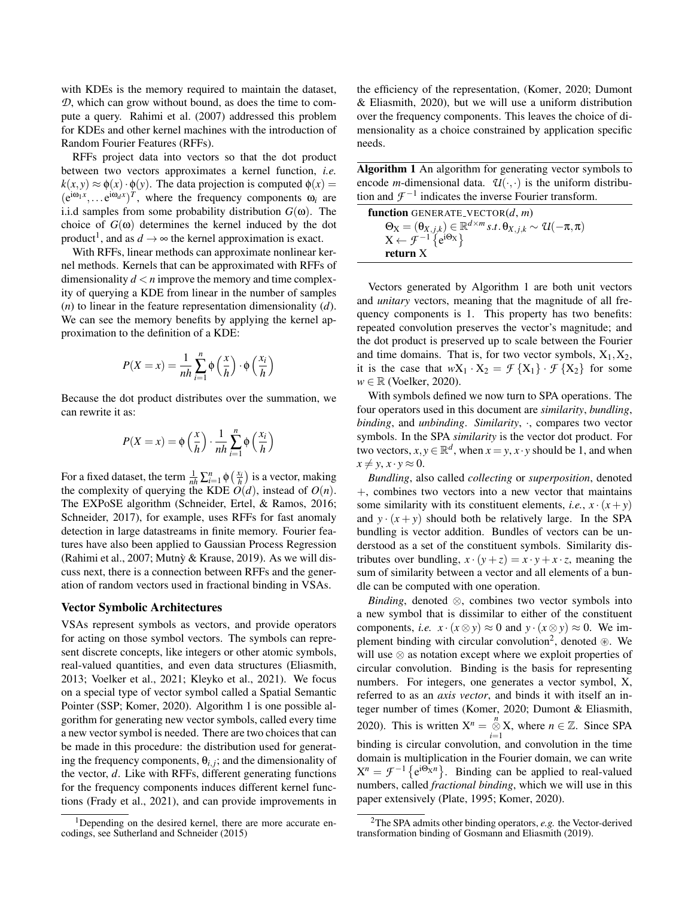with KDEs is the memory required to maintain the dataset, $\mathcal{D}$, which can grow without bound, as does the time to compute a query. Rahimi et al. (2007) addressed this problem for KDEs and other kernel machines with the introduction of Random Fourier Features (RFFs).

RFFs project data into vectors so that the dot product between two vectors approximates a kernel function, *i.e.* $k(x,y) \approx \phi(x) \cdot \phi(y)$. The data projection is computed $\phi(x) = (e^{i\omega_1 x}, \ldots e^{i\omega_d x})^T$, where the frequency components $\omega_i$ are i.i.d samples from some probability distribution $G(\omega)$. The choice of $G(\omega)$ determines the kernel induced by the dot product[1], and as $d \to \infty$ the kernel approximation is exact.

With RFFs, linear methods can approximate nonlinear kernel methods. Kernels that can be approximated with RFFs of dimensionality $d < n$ improve the memory and time complexity of querying a KDE from linear in the number of samples ($n$) to linear in the feature representation dimensionality ($d$). We can see the memory benefits by applying the kernel approximation to the definition of a KDE:

$$P(X = x) = \frac{1}{nh} \sum_{i=1}^{n} \phi\left(\frac{x}{h}\right) \cdot \phi\left(\frac{x_i}{h}\right)$$

Because the dot product distributes over the summation, we can rewrite it as:

$$P(X = x) = \phi\left(\frac{x}{h}\right) \cdot \frac{1}{nh} \sum_{i=1}^{n} \phi\left(\frac{x_i}{h}\right)$$

For a fixed dataset, the term $\frac{1}{nh}\sum_{i=1}^{n} \phi\left(\frac{x_i}{h}\right)$ is a vector, making the complexity of querying the KDE $O(d)$, instead of $O(n)$. The EXPoSE algorithm (Schneider, Ertel, & Ramos, 2016; Schneider, 2017), for example, uses RFFs for fast anomaly detection in large datastreams in finite memory. Fourier features have also been applied to Gaussian Process Regression (Rahimi et al., 2007; Mutnỳ & Krause, 2019). As we will discuss next, there is a connection between RFFs and the generation of random vectors used in fractional binding in VSAs.

## Vector Symbolic Architectures

VSAs represent symbols as vectors, and provide operators for acting on those symbol vectors. The symbols can represent discrete concepts, like integers or other atomic symbols, real-valued quantities, and even data structures (Eliasmith, 2013; Voelker et al., 2021; Kleyko et al., 2021). We focus on a special type of vector symbol called a Spatial Semantic Pointer (SSP; Komer, 2020). Algorithm 1 is one possible algorithm for generating new vector symbols, called every time a new vector symbol is needed. There are two choices that can be made in this procedure: the distribution used for generating the frequency components, $\theta_{i,j}$; and the dimensionality of the vector, $d$. Like with RFFs, different generating functions for the frequency components induces different kernel functions (Frady et al., 2021), and can provide improvements in the efficiency of the representation, (Komer, 2020; Dumont & Eliasmith, 2020), but we will use a uniform distribution over the frequency components. This leaves the choice of dimensionality as a choice constrained by application specific needs.

**Algorithm 1** An algorithm for generating vector symbols to encode $m$-dimensional data. $\mathcal{U}(\cdot,\cdot)$ is the uniform distribution and $\mathcal{F}^{-1}$ indicates the inverse Fourier transform.

**function** GENERATE_VECTOR($d$, $m$)
  $\Theta_X = (\theta_{X,j,k}) \in \mathbb{R}^{d \times m}\; s.t.\; \theta_{X,j,k} \sim \mathcal{U}(-\pi, \pi)$
  $X \leftarrow \mathcal{F}^{-1}\left\{e^{i\Theta_X}\right\}$
  **return** X

Vectors generated by Algorithm 1 are both unit vectors and *unitary* vectors, meaning that the magnitude of all frequency components is 1. This property has two benefits: repeated convolution preserves the vector's magnitude; and the dot product is preserved up to scale between the Fourier and time domains. That is, for two vector symbols, $X_1, X_2$, it is the case that $wX_1 \cdot X_2 = \mathcal{F}\{X_1\} \cdot \mathcal{F}\{X_2\}$ for some $w \in \mathbb{R}$ (Voelker, 2020).

With symbols defined we now turn to SPA operations. The four operators used in this document are *similarity*, *bundling*, *binding*, and *unbinding*. *Similarity*, $\cdot$, compares two vector symbols. In the SPA *similarity* is the vector dot product. For two vectors, $x, y \in \mathbb{R}^d$, when $x = y$, $x \cdot y$ should be 1, and when $x \neq y$, $x \cdot y \approx 0$.

*Bundling*, also called *collecting* or *superposition*, denoted $+$, combines two vectors into a new vector that maintains some similarity with its constituent elements, *i.e.*, $x \cdot (x+y)$ and $y \cdot (x+y)$ should both be relatively large. In the SPA bundling is vector addition. Bundles of vectors can be understood as a set of the constituent symbols. Similarity distributes over bundling, $x \cdot (y+z) = x \cdot y + x \cdot z$, meaning the sum of similarity between a vector and all elements of a bundle can be computed with one operation.

*Binding*, denoted $\otimes$, combines two vector symbols into a new symbol that is dissimilar to either of the constituent components, *i.e.* $x \cdot (x \otimes y) \approx 0$ and $y \cdot (x \otimes y) \approx 0$. We implement binding with circular convolution[2], denoted $\circledast$. We will use $\otimes$ as notation except where we exploit properties of circular convolution. Binding is the basis for representing numbers. For integers, one generates a vector symbol, X, referred to as an *axis vector*, and binds it with itself an integer number of times (Komer, 2020; Dumont & Eliasmith, 2020). This is written $X^n = \bigotimes_{i=1}^{n} X$, where $n \in \mathbb{Z}$. Since SPA binding is circular convolution, and convolution in the time domain is multiplication in the Fourier domain, we can write $X^n = \mathcal{F}^{-1}\left\{e^{i\Theta_X n}\right\}$. Binding can be applied to real-valued numbers, called *fractional binding*, which we will use in this paper extensively (Plate, 1995; Komer, 2020).

---

[1] Depending on the desired kernel, there are more accurate encodings, see Sutherland and Schneider (2015)

[2] The SPA admits other binding operators, *e.g.* the Vector-derived transformation binding of Gosmann and Eliasmith (2019).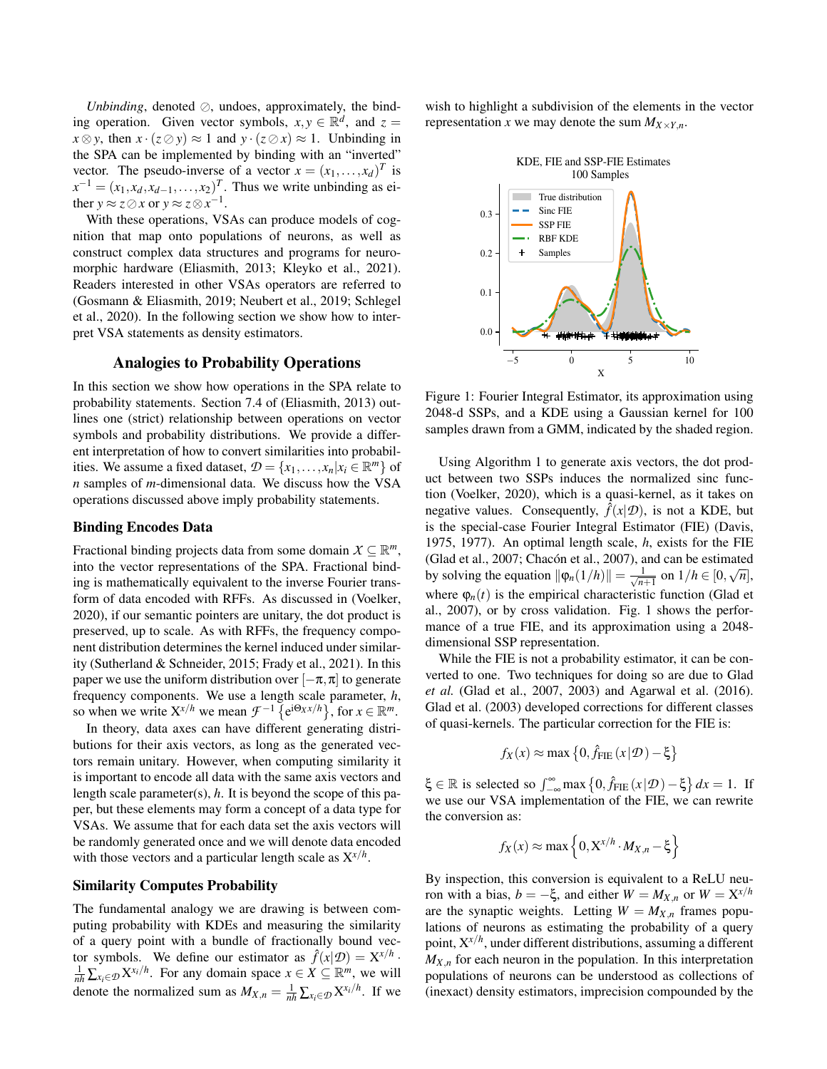*Unbinding*, denoted $\oslash$, undoes, approximately, the binding operation. Given vector symbols, $x, y \in \mathbb{R}^d$, and $z = x \otimes y$, then $x \cdot (z \oslash y) \approx 1$ and $y \cdot (z \oslash x) \approx 1$. Unbinding in the SPA can be implemented by binding with an "inverted" vector. The pseudo-inverse of a vector $x = (x_1, \ldots, x_d)^T$ is $x^{-1} = (x_1, x_d, x_{d-1}, \ldots, x_2)^T$. Thus we write unbinding as either $y \approx z \oslash x$ or $y \approx z \otimes x^{-1}$.

With these operations, VSAs can produce models of cognition that map onto populations of neurons, as well as construct complex data structures and programs for neuromorphic hardware (Eliasmith, 2013; Kleyko et al., 2021). Readers interested in other VSAs operators are referred to (Gosmann & Eliasmith, 2019; Neubert et al., 2019; Schlegel et al., 2020). In the following section we show how to interpret VSA statements as density estimators.

## Analogies to Probability Operations

In this section we show how operations in the SPA relate to probability statements. Section 7.4 of (Eliasmith, 2013) outlines one (strict) relationship between operations on vector symbols and probability distributions. We provide a different interpretation of how to convert similarities into probabilities. We assume a fixed dataset, $\mathcal{D} = \{x_1, \ldots, x_n | x_i \in \mathbb{R}^m\}$ of $n$ samples of $m$-dimensional data. We discuss how the VSA operations discussed above imply probability statements.

### Binding Encodes Data

Fractional binding projects data from some domain $\mathcal{X} \subseteq \mathbb{R}^m$, into the vector representations of the SPA. Fractional binding is mathematically equivalent to the inverse Fourier transform of data encoded with RFFs. As discussed in (Voelker, 2020), if our semantic pointers are unitary, the dot product is preserved, up to scale. As with RFFs, the frequency component distribution determines the kernel induced under similarity (Sutherland & Schneider, 2015; Frady et al., 2021). In this paper we use the uniform distribution over $[-\pi, \pi]$ to generate frequency components. We use a length scale parameter, $h$, so when we write $\mathrm{X}^{x/h}$ we mean $\mathcal{F}^{-1}\left\{e^{i\Theta_X x/h}\right\}$, for $x \in \mathbb{R}^m$.

In theory, data axes can have different generating distributions for their axis vectors, as long as the generated vectors remain unitary. However, when computing similarity it is important to encode all data with the same axis vectors and length scale parameter(s), $h$. It is beyond the scope of this paper, but these elements may form a concept of a data type for VSAs. We assume that for each data set the axis vectors will be randomly generated once and we will denote data encoded with those vectors and a particular length scale as $\mathrm{X}^{x/h}$.

### Similarity Computes Probability

The fundamental analogy we are drawing is between computing probability with KDEs and measuring the similarity of a query point with a bundle of fractionally bound vector symbols. We define our estimator as $\hat{f}(x|\mathcal{D}) = \mathrm{X}^{x/h} \cdot \frac{1}{nh}\sum_{x_i \in \mathcal{D}} \mathrm{X}^{x_i/h}$. For any domain space $x \in X \subseteq \mathbb{R}^m$, we will denote the normalized sum as $M_{X,n} = \frac{1}{nh}\sum_{x_i \in \mathcal{D}} \mathrm{X}^{x_i/h}$. If we wish to highlight a subdivision of the elements in the vector representation $x$ we may denote the sum $M_{X \times Y, n}$.

Figure 1: Fourier Integral Estimator, its approximation using 2048-d SSPs, and a KDE using a Gaussian kernel for 100 samples drawn from a GMM, indicated by the shaded region.

Using Algorithm 1 to generate axis vectors, the dot product between two SSPs induces the normalized sinc function (Voelker, 2020), which is a quasi-kernel, as it takes on negative values. Consequently, $\hat{f}(x|\mathcal{D})$, is not a KDE, but is the special-case Fourier Integral Estimator (FIE) (Davis, 1975, 1977). An optimal length scale, $h$, exists for the FIE (Glad et al., 2007; Chacón et al., 2007), and can be estimated by solving the equation $\|\varphi_n(1/h)\| = \frac{1}{\sqrt{n+1}}$ on $1/h \in [0, \sqrt{n}]$, where $\varphi_n(t)$ is the empirical characteristic function (Glad et al., 2007), or by cross validation. Fig. 1 shows the performance of a true FIE, and its approximation using a 2048-dimensional SSP representation.

While the FIE is not a probability estimator, it can be converted to one. Two techniques for doing so are due to Glad *et al.* (Glad et al., 2007, 2003) and Agarwal et al. (2016). Glad et al. (2003) developed corrections for different classes of quasi-kernels. The particular correction for the FIE is:

$$f_X(x) \approx \max\left\{0, \hat{f}_{\mathrm{FIE}}(x|\mathcal{D}) - \xi\right\}$$

$\xi \in \mathbb{R}$ is selected so $\int_{-\infty}^{\infty} \max\left\{0, \hat{f}_{\mathrm{FIE}}(x|\mathcal{D}) - \xi\right\} dx = 1$. If we use our VSA implementation of the FIE, we can rewrite the conversion as:

$$f_X(x) \approx \max\left\{0, \mathrm{X}^{x/h} \cdot M_{X,n} - \xi\right\}$$

By inspection, this conversion is equivalent to a ReLU neuron with a bias, $b = -\xi$, and either $W = M_{X,n}$ or $W = \mathrm{X}^{x/h}$ are the synaptic weights. Letting $W = M_{X,n}$ frames populations of neurons as estimating the probability of a query point, $\mathrm{X}^{x/h}$, under different distributions, assuming a different $M_{X,n}$ for each neuron in the population. In this interpretation populations of neurons can be understood as collections of (inexact) density estimators, imprecision compounded by the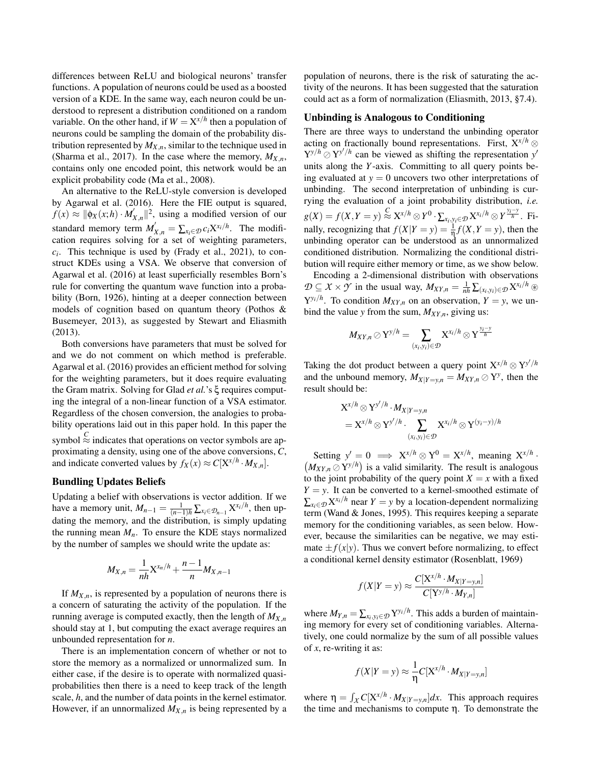differences between ReLU and biological neurons' transfer functions. A population of neurons could be used as a boosted version of a KDE. In the same way, each neuron could be understood to represent a distribution conditioned on a random variable. On the other hand, if $W = \mathrm{X}^{x/h}$ then a population of neurons could be sampling the domain of the probability distribution represented by $M_{X,n}$, similar to the technique used in (Sharma et al., 2017). In the case where the memory, $M_{X,n}$, contains only one encoded point, this network would be an explicit probability code (Ma et al., 2008).

An alternative to the ReLU-style conversion is developed by Agarwal et al. (2016). Here the FIE output is squared, $f(x) \approx \|\phi_X(x;h) \cdot M^{'}_{X,n}\|^2$, using a modified version of our standard memory term $M^{'}_{X,n} = \sum_{x_i \in \mathcal{D}} c_i X^{x_i/h}$. The modification requires solving for a set of weighting parameters, $c_i$. This technique is used by (Frady et al., 2021), to construct KDEs using a VSA. We observe that conversion of Agarwal et al. (2016) at least superficially resembles Born's rule for converting the quantum wave function into a probability (Born, 1926), hinting at a deeper connection between models of cognition based on quantum theory (Pothos & Busemeyer, 2013), as suggested by Stewart and Eliasmith (2013).

Both conversions have parameters that must be solved for and we do not comment on which method is preferable. Agarwal et al. (2016) provides an efficient method for solving for the weighting parameters, but it does require evaluating the Gram matrix. Solving for Glad *et al.*'s $\xi$ requires computing the integral of a non-linear function of a VSA estimator. Regardless of the chosen conversion, the analogies to probability operations laid out in this paper hold. In this paper the symbol $\overset{C}{\approx}$ indicates that operations on vector symbols are approximating a density, using one of the above conversions, $C$, and indicate converted values by $f_X(x) \approx C[\mathrm{X}^{x/h} \cdot M_{X,n}]$.

## Bundling Updates Beliefs

Updating a belief with observations is vector addition. If we have a memory unit, $M_{n-1} = \frac{1}{(n-1)h} \sum_{x_i \in \mathcal{D}_{n-1}} \mathrm{X}^{x_i/h}$, then updating the memory, and the distribution, is simply updating the running mean $M_n$. To ensure the KDE stays normalized by the number of samples we should write the update as:

$$M_{X,n} = \frac{1}{nh}\mathrm{X}^{x_n/h} + \frac{n-1}{n} M_{X,n-1}$$

If $M_{X,n}$, is represented by a population of neurons there is a concern of saturating the activity of the population. If the running average is computed exactly, then the length of $M_{X,n}$ should stay at 1, but computing the exact average requires an unbounded representation for $n$.

There is an implementation concern of whether or not to store the memory as a normalized or unnormalized sum. In either case, if the desire is to operate with normalized quasi-probabilities then there is a need to keep track of the length scale, $h$, and the number of data points in the kernel estimator. However, if an unnormalized $M_{X,n}$ is being represented by a population of neurons, there is the risk of saturating the activity of the neurons. It has been suggested that the saturation could act as a form of normalization (Eliasmith, 2013, §7.4).

## Unbinding is Analogous to Conditioning

There are three ways to understand the unbinding operator acting on fractionally bound representations. First, $\mathrm{X}^{x/h} \otimes \mathrm{Y}^{y/h} \oslash \mathrm{Y}^{y'/h}$ can be viewed as shifting the representation $y'$ units along the $Y$-axis. Committing to all query points being evaluated at $y = 0$ uncovers two other interpretations of unbinding. The second interpretation of unbinding is currying the evaluation of a joint probability distribution, *i.e.* $g(X) = f(X, Y = y) \overset{C}{\approx} \mathrm{X}^{x/h} \otimes Y^0 \cdot \sum_{x_i, y_i \in \mathcal{D}} \mathrm{X}^{x_i/h} \otimes Y^{\frac{y_i - y}{h}}$. Finally, recognizing that $f(X|Y = y) = \frac{1}{\eta} f(X, Y = y)$, then the unbinding operator can be understood as an unnormalized conditioned distribution. Normalizing the conditional distribution will require either memory or time, as we show below.

Encoding a 2-dimensional distribution with observations $\mathcal{D} \subseteq \mathcal{X} \times \mathcal{Y}$ in the usual way, $M_{XY,n} = \frac{1}{nh} \sum_{(x_i, y_i) \in \mathcal{D}} \mathrm{X}^{x_i/h} \circledast \mathrm{Y}^{y_i/h}$. To condition $M_{XY,n}$ on an observation, $Y = y$, we unbind the value $y$ from the sum, $M_{XY,n}$, giving us:

$$M_{XY,n} \oslash \mathrm{Y}^{y/h} = \sum_{(x_i, y_i) \in \mathcal{D}} \mathrm{X}^{x_i/h} \otimes \mathrm{Y}^{\frac{y_i - y}{h}}$$

Taking the dot product between a query point $\mathrm{X}^{x/h} \otimes \mathrm{Y}^{y'/h}$ and the unbound memory, $M_{X|Y=y,n} = M_{XY,n} \oslash \mathrm{Y}^y$, then the result should be:

$$\begin{aligned} &\mathrm{X}^{x/h} \otimes \mathrm{Y}^{y'/h} \cdot M_{X|Y=y,n} \\ &= \mathrm{X}^{x/h} \otimes \mathrm{Y}^{y'/h} \cdot \sum_{(x_i, y_i) \in \mathcal{D}} \mathrm{X}^{x_i/h} \otimes \mathrm{Y}^{(y_i - y)/h} \end{aligned}$$

Setting $y' = 0 \implies \mathrm{X}^{x/h} \otimes \mathrm{Y}^0 = \mathrm{X}^{x/h}$, meaning $\mathrm{X}^{x/h} \cdot \left(M_{XY,n} \oslash \mathrm{Y}^{y/h}\right)$ is a valid similarity. The result is analogous to the joint probability of the query point $X = x$ with a fixed $Y = y$. It can be converted to a kernel-smoothed estimate of $\sum_{x_i \in \mathcal{D}} \mathrm{X}^{x_i/h}$ near $Y = y$ by a location-dependent normalizing term (Wand & Jones, 1995). This requires keeping a separate memory for the conditioning variables, as seen below. However, because the similarities can be negative, we may estimate $\pm f(x|y)$. Thus we convert before normalizing, to effect a conditional kernel density estimator (Rosenblatt, 1969)

$$f(X|Y = y) \approx \frac{C[\mathrm{X}^{x/h} \cdot M_{X|Y=y,n}]}{C[\mathrm{Y}^{y/h} \cdot M_{Y,n}]}$$

where $M_{Y,n} = \sum_{x_i, y_i \in \mathcal{D}} \mathrm{Y}^{y_i/h}$. This adds a burden of maintaining memory for every set of conditioning variables. Alternatively, one could normalize by the sum of all possible values of $x$, re-writing it as:

$$f(X|Y = y) \approx \frac{1}{\eta} C[\mathrm{X}^{x/h} \cdot M_{X|Y=y,n}]$$

where $\eta = \int_X C[\mathrm{X}^{x/h} \cdot M_{X|Y=y,n}] dx$. This approach requires the time and mechanisms to compute $\eta$. To demonstrate the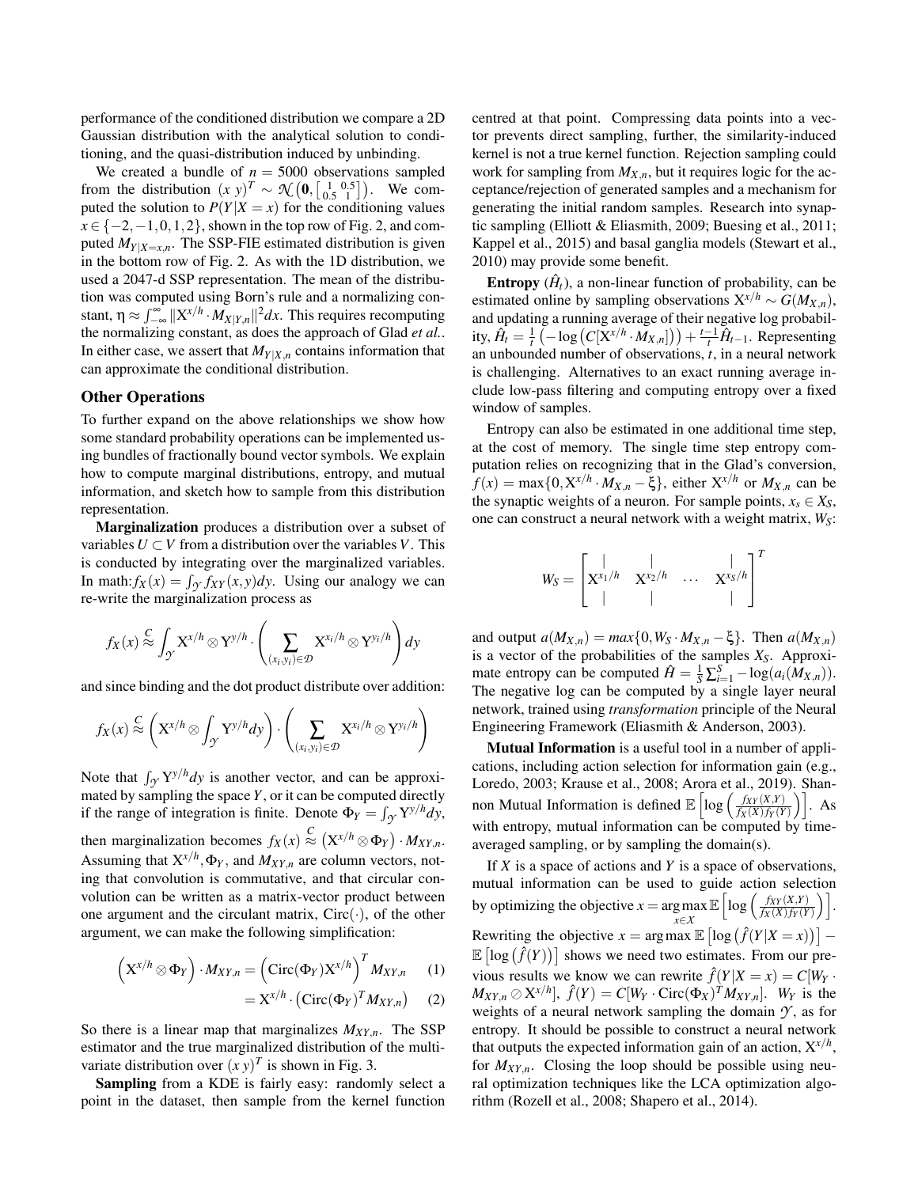performance of the conditioned distribution we compare a 2D Gaussian distribution with the analytical solution to conditioning, and the quasi-distribution induced by unbinding.

We created a bundle of $n = 5000$ observations sampled from the distribution $(x\ y)^T \sim \mathcal{N}\left(\mathbf{0}, \left[\begin{smallmatrix} 1 & 0.5 \\ 0.5 & 1 \end{smallmatrix}\right]\right)$. We computed the solution to $P(Y|X = x)$ for the conditioning values $x \in \{-2, -1, 0, 1, 2\}$, shown in the top row of Fig. 2, and computed $M_{Y|X=x,n}$. The SSP-FIE estimated distribution is given in the bottom row of Fig. 2. As with the 1D distribution, we used a 2047-d SSP representation. The mean of the distribution was computed using Born's rule and a normalizing constant, $\eta \approx \int_{-\infty}^{\infty} \|\mathrm{X}^{x/h} \cdot M_{X|Y,n}\|^2 dx$. This requires recomputing the normalizing constant, as does the approach of Glad *et al.*. In either case, we assert that $M_{Y|X,n}$ contains information that can approximate the conditional distribution.

## Other Operations

To further expand on the above relationships we show how some standard probability operations can be implemented using bundles of fractionally bound vector symbols. We explain how to compute marginal distributions, entropy, and mutual information, and sketch how to sample from this distribution representation.

**Marginalization** produces a distribution over a subset of variables $U \subset V$ from a distribution over the variables $V$. This is conducted by integrating over the marginalized variables. In math: $f_X(x) = \int_{\mathcal{Y}} f_{XY}(x, y) dy$. Using our analogy we can re-write the marginalization process as

$$f_X(x) \overset{C}{\approx} \int_{\mathcal{Y}} \mathrm{X}^{x/h} \otimes \mathrm{Y}^{y/h} \cdot \left( \sum_{(x_i, y_i) \in \mathcal{D}} \mathrm{X}^{x_i/h} \otimes \mathrm{Y}^{y_i/h} \right) dy$$

and since binding and the dot product distribute over addition:

$$f_X(x) \overset{C}{\approx} \left( \mathrm{X}^{x/h} \otimes \int_{\mathcal{Y}} \mathrm{Y}^{y/h} dy \right) \cdot \left( \sum_{(x_i, y_i) \in \mathcal{D}} \mathrm{X}^{x_i/h} \otimes \mathrm{Y}^{y_i/h} \right)$$

Note that $\int_{\mathcal{Y}} \mathrm{Y}^{y/h} dy$ is another vector, and can be approximated by sampling the space $Y$, or it can be computed directly if the range of integration is finite. Denote $\Phi_Y = \int_{\mathcal{Y}} \mathrm{Y}^{y/h} dy$, then marginalization becomes $f_X(x) \overset{C}{\approx} \left( \mathrm{X}^{x/h} \otimes \Phi_Y \right) \cdot M_{XY,n}$. Assuming that $\mathrm{X}^{x/h}, \Phi_Y$, and $M_{XY,n}$ are column vectors, noting that convolution is commutative, and that circular convolution can be written as a matrix-vector product between one argument and the circulant matrix, $\mathrm{Circ}(\cdot)$, of the other argument, we can make the following simplification:

$$\left( \mathrm{X}^{x/h} \otimes \Phi_Y \right) \cdot M_{XY,n} = \left( \mathrm{Circ}(\Phi_Y) \mathrm{X}^{x/h} \right)^T M_{XY,n} \tag{1}$$

$$= \mathrm{X}^{x/h} \cdot \left( \mathrm{Circ}(\Phi_Y)^T M_{XY,n} \right) \tag{2}$$

So there is a linear map that marginalizes $M_{XY,n}$. The SSP estimator and the true marginalized distribution of the multivariate distribution over $(x\ y)^T$ is shown in Fig. 3.

**Sampling** from a KDE is fairly easy: randomly select a point in the dataset, then sample from the kernel function centred at that point. Compressing data points into a vector prevents direct sampling, further, the similarity-induced kernel is not a true kernel function. Rejection sampling could work for sampling from $M_{X,n}$, but it requires logic for the acceptance/rejection of generated samples and a mechanism for generating the initial random samples. Research into synaptic sampling (Elliott & Eliasmith, 2009; Buesing et al., 2011; Kappel et al., 2015) and basal ganglia models (Stewart et al., 2010) may provide some benefit.

**Entropy** ($\hat{H}_t$), a non-linear function of probability, can be estimated online by sampling observations $\mathrm{X}^{x/h} \sim G(M_{X,n})$, and updating a running average of their negative log probability, $\hat{H}_t = \frac{1}{t}\left(-\log\left(C[\mathrm{X}^{x/h} \cdot M_{X,n}]\right)\right) + \frac{t-1}{t}\hat{H}_{t-1}$. Representing an unbounded number of observations, $t$, in a neural network is challenging. Alternatives to an exact running average include low-pass filtering and computing entropy over a fixed window of samples.

Entropy can also be estimated in one additional time step, at the cost of memory. The single time step entropy computation relies on recognizing that in the Glad's conversion, $f(x) = \max\{0, \mathrm{X}^{x/h} \cdot M_{X,n} - \xi\}$, either $\mathrm{X}^{x/h}$ or $M_{X,n}$ can be the synaptic weights of a neuron. For sample points, $x_s \in X_S$, one can construct a neural network with a weight matrix, $W_S$:

$$W_S = \begin{bmatrix} | & | & & | \\ \mathrm{X}^{x_1/h} & \mathrm{X}^{x_2/h} & \cdots & \mathrm{X}^{x_S/h} \\ | & | & & | \end{bmatrix}^T$$

and output $a(M_{X,n}) = max\{0, W_S \cdot M_{X,n} - \xi\}$. Then $a(M_{X,n})$ is a vector of the probabilities of the samples $X_S$. Approximate entropy can be computed $\hat{H} = \frac{1}{S}\sum_{i=1}^{S} -\log(a_i(M_{X,n}))$. The negative log can be computed by a single layer neural network, trained using *transformation* principle of the Neural Engineering Framework (Eliasmith & Anderson, 2003).

**Mutual Information** is a useful tool in a number of applications, including action selection for information gain (e.g., Loredo, 2003; Krause et al., 2008; Arora et al., 2019). Shannon Mutual Information is defined $\mathbb{E}\left[\log\left(\frac{f_{XY}(X,Y)}{f_X(X)f_Y(Y)}\right)\right]$. As with entropy, mutual information can be computed by time-averaged sampling, or by sampling the domain(s).

If $X$ is a space of actions and $Y$ is a space of observations, mutual information can be used to guide action selection by optimizing the objective $x = \underset{x \in X}{\arg\max}\, \mathbb{E}\left[\log\left(\frac{f_{XY}(X,Y)}{f_X(X)f_Y(Y)}\right)\right]$. Rewriting the objective $x = \arg\max \mathbb{E}\left[\log\left(\hat{f}(Y|X = x)\right)\right] - \mathbb{E}\left[\log\left(\hat{f}(Y)\right)\right]$ shows we need two estimates. From our previous results we know we can rewrite $\hat{f}(Y|X = x) = C[W_Y \cdot M_{XY,n} \oslash \mathrm{X}^{x/h}]$, $\hat{f}(Y) = C[W_Y \cdot \mathrm{Circ}(\Phi_X)^T M_{XY,n}]$. $W_Y$ is the weights of a neural network sampling the domain $\mathcal{Y}$, as for entropy. It should be possible to construct a neural network that outputs the expected information gain of an action, $\mathrm{X}^{x/h}$, for $M_{XY,n}$. Closing the loop should be possible using neural optimization techniques like the LCA optimization algorithm (Rozell et al., 2008; Shapero et al., 2014).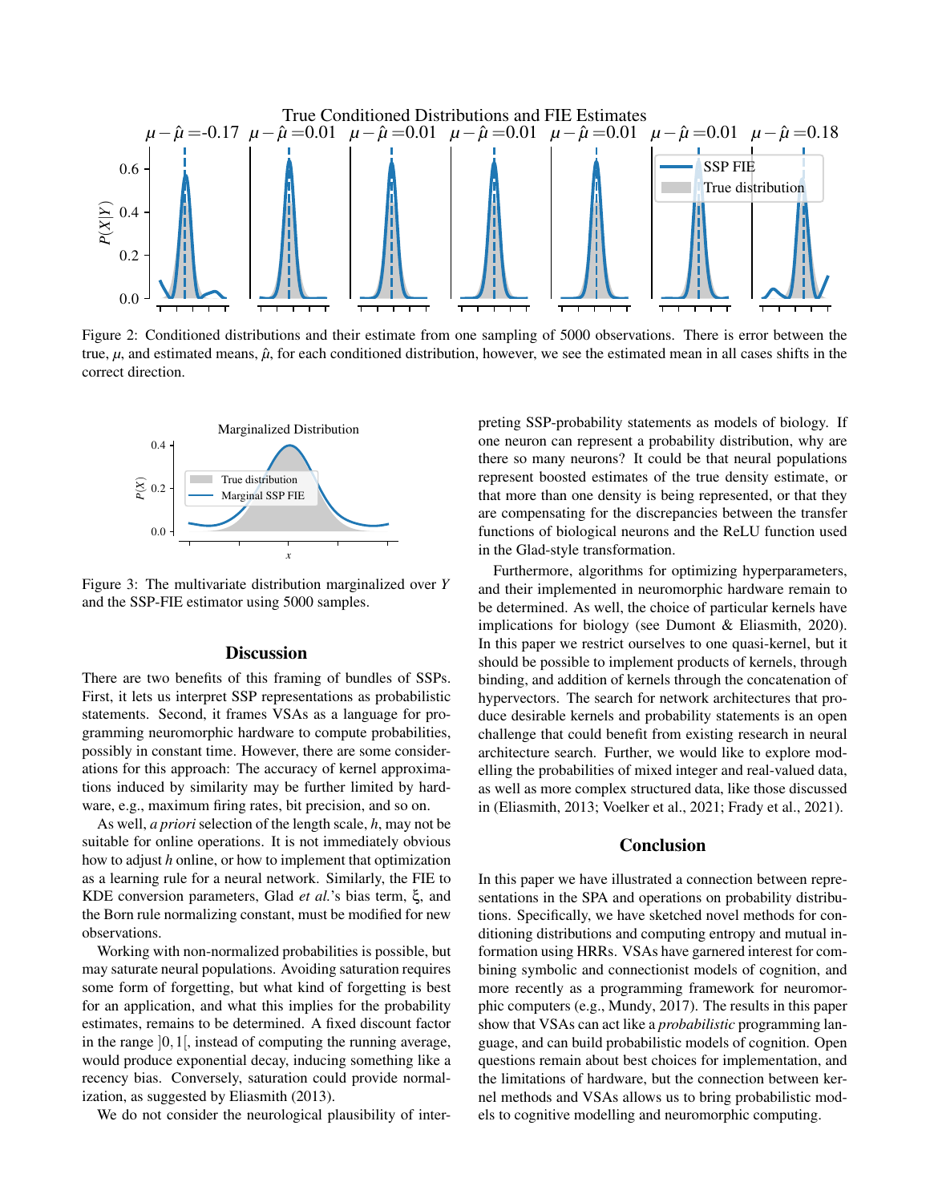Figure 2: Conditioned distributions and their estimate from one sampling of 5000 observations. There is error between the true, $\mu$, and estimated means, $\hat{\mu}$, for each conditioned distribution, however, we see the estimated mean in all cases shifts in the correct direction.

Figure 3: The multivariate distribution marginalized over $Y$ and the SSP-FIE estimator using 5000 samples.

## Discussion

There are two benefits of this framing of bundles of SSPs. First, it lets us interpret SSP representations as probabilistic statements. Second, it frames VSAs as a language for programming neuromorphic hardware to compute probabilities, possibly in constant time. However, there are some considerations for this approach: The accuracy of kernel approximations induced by similarity may be further limited by hardware, e.g., maximum firing rates, bit precision, and so on.

As well, *a priori* selection of the length scale, $h$, may not be suitable for online operations. It is not immediately obvious how to adjust $h$ online, or how to implement that optimization as a learning rule for a neural network. Similarly, the FIE to KDE conversion parameters, Glad *et al.*'s bias term, $\xi$, and the Born rule normalizing constant, must be modified for new observations.

Working with non-normalized probabilities is possible, but may saturate neural populations. Avoiding saturation requires some form of forgetting, but what kind of forgetting is best for an application, and what this implies for the probability estimates, remains to be determined. A fixed discount factor in the range $]0,1[$, instead of computing the running average, would produce exponential decay, inducing something like a recency bias. Conversely, saturation could provide normalization, as suggested by Eliasmith (2013).

We do not consider the neurological plausibility of interpreting SSP-probability statements as models of biology. If one neuron can represent a probability distribution, why are there so many neurons? It could be that neural populations represent boosted estimates of the true density estimate, or that more than one density is being represented, or that they are compensating for the discrepancies between the transfer functions of biological neurons and the ReLU function used in the Glad-style transformation.

Furthermore, algorithms for optimizing hyperparameters, and their implemented in neuromorphic hardware remain to be determined. As well, the choice of particular kernels have implications for biology (see Dumont & Eliasmith, 2020). In this paper we restrict ourselves to one quasi-kernel, but it should be possible to implement products of kernels, through binding, and addition of kernels through the concatenation of hypervectors. The search for network architectures that produce desirable kernels and probability statements is an open challenge that could benefit from existing research in neural architecture search. Further, we would like to explore modelling the probabilities of mixed integer and real-valued data, as well as more complex structured data, like those discussed in (Eliasmith, 2013; Voelker et al., 2021; Frady et al., 2021).

## Conclusion

In this paper we have illustrated a connection between representations in the SPA and operations on probability distributions. Specifically, we have sketched novel methods for conditioning distributions and computing entropy and mutual information using HRRs. VSAs have garnered interest for combining symbolic and connectionist models of cognition, and more recently as a programming framework for neuromorphic computers (e.g., Mundy, 2017). The results in this paper show that VSAs can act like a *probabilistic* programming language, and can build probabilistic models of cognition. Open questions remain about best choices for implementation, and the limitations of hardware, but the connection between kernel methods and VSAs allows us to bring probabilistic models to cognitive modelling and neuromorphic computing.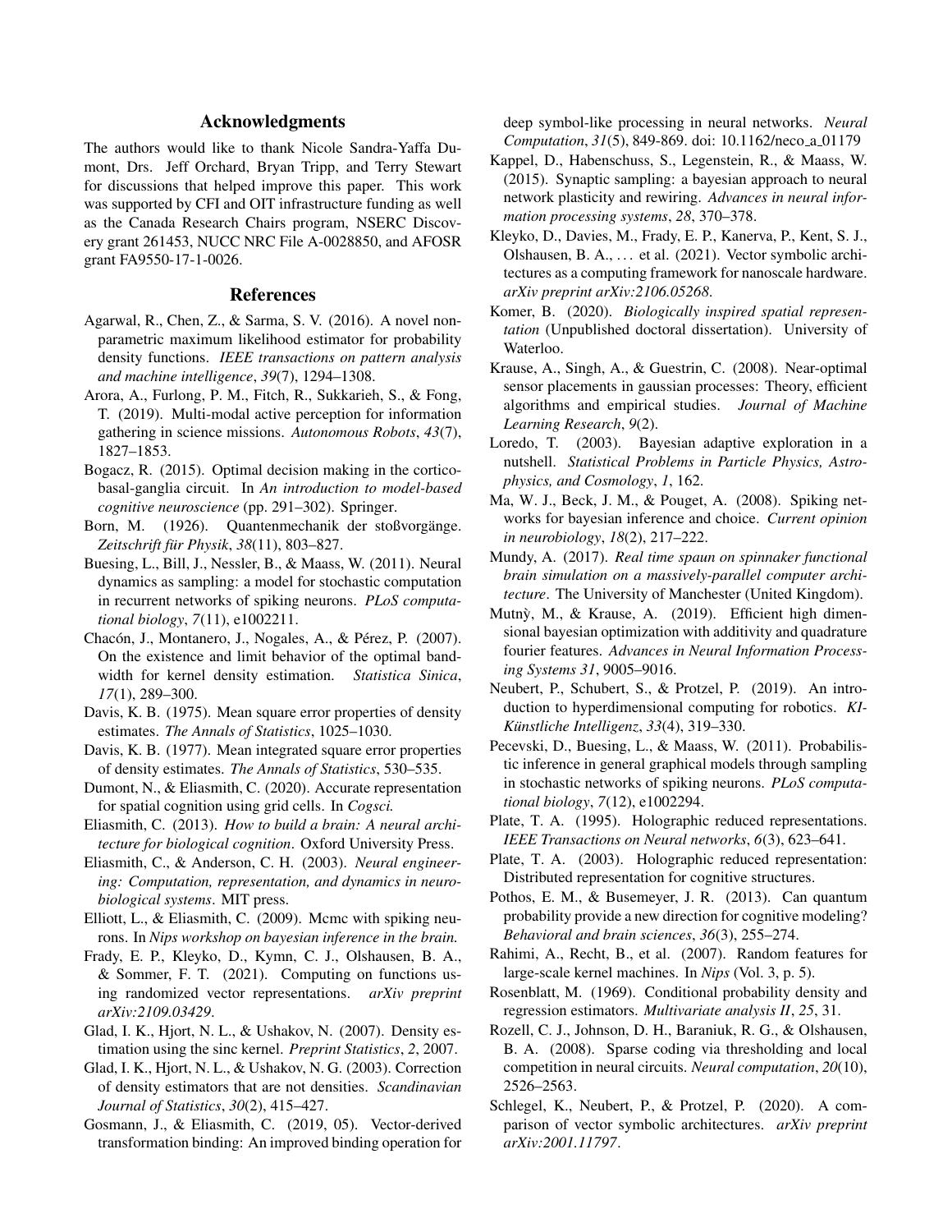## Acknowledgments

The authors would like to thank Nicole Sandra-Yaffa Dumont, Drs. Jeff Orchard, Bryan Tripp, and Terry Stewart for discussions that helped improve this paper. This work was supported by CFI and OIT infrastructure funding as well as the Canada Research Chairs program, NSERC Discovery grant 261453, NUCC NRC File A-0028850, and AFOSR grant FA9550-17-1-0026.

## References

Agarwal, R., Chen, Z., & Sarma, S. V. (2016). A novel nonparametric maximum likelihood estimator for probability density functions. *IEEE transactions on pattern analysis and machine intelligence*, *39*(7), 1294–1308.

Arora, A., Furlong, P. M., Fitch, R., Sukkarieh, S., & Fong, T. (2019). Multi-modal active perception for information gathering in science missions. *Autonomous Robots*, *43*(7), 1827–1853.

Bogacz, R. (2015). Optimal decision making in the cortico-basal-ganglia circuit. In *An introduction to model-based cognitive neuroscience* (pp. 291–302). Springer.

Born, M. (1926). Quantenmechanik der stoßvorgänge. *Zeitschrift für Physik*, *38*(11), 803–827.

Buesing, L., Bill, J., Nessler, B., & Maass, W. (2011). Neural dynamics as sampling: a model for stochastic computation in recurrent networks of spiking neurons. *PLoS computational biology*, *7*(11), e1002211.

Chacón, J., Montanero, J., Nogales, A., & Pérez, P. (2007). On the existence and limit behavior of the optimal bandwidth for kernel density estimation. *Statistica Sinica*, *17*(1), 289–300.

Davis, K. B. (1975). Mean square error properties of density estimates. *The Annals of Statistics*, 1025–1030.

Davis, K. B. (1977). Mean integrated square error properties of density estimates. *The Annals of Statistics*, 530–535.

Dumont, N., & Eliasmith, C. (2020). Accurate representation for spatial cognition using grid cells. In *Cogsci.*

Eliasmith, C. (2013). *How to build a brain: A neural architecture for biological cognition*. Oxford University Press.

Eliasmith, C., & Anderson, C. H. (2003). *Neural engineering: Computation, representation, and dynamics in neurobiological systems*. MIT press.

Elliott, L., & Eliasmith, C. (2009). Mcmc with spiking neurons. In *Nips workshop on bayesian inference in the brain.*

Frady, E. P., Kleyko, D., Kymn, C. J., Olshausen, B. A., & Sommer, F. T. (2021). Computing on functions using randomized vector representations. *arXiv preprint arXiv:2109.03429*.

Glad, I. K., Hjort, N. L., & Ushakov, N. (2007). Density estimation using the sinc kernel. *Preprint Statistics*, *2*, 2007.

Glad, I. K., Hjort, N. L., & Ushakov, N. G. (2003). Correction of density estimators that are not densities. *Scandinavian Journal of Statistics*, *30*(2), 415–427.

Gosmann, J., & Eliasmith, C. (2019, 05). Vector-derived transformation binding: An improved binding operation for deep symbol-like processing in neural networks. *Neural Computation*, *31*(5), 849-869. doi: 10.1162/neco_a_01179

Kappel, D., Habenschuss, S., Legenstein, R., & Maass, W. (2015). Synaptic sampling: a bayesian approach to neural network plasticity and rewiring. *Advances in neural information processing systems*, *28*, 370–378.

Kleyko, D., Davies, M., Frady, E. P., Kanerva, P., Kent, S. J., Olshausen, B. A., ... et al. (2021). Vector symbolic architectures as a computing framework for nanoscale hardware. *arXiv preprint arXiv:2106.05268*.

Komer, B. (2020). *Biologically inspired spatial representation* (Unpublished doctoral dissertation). University of Waterloo.

Krause, A., Singh, A., & Guestrin, C. (2008). Near-optimal sensor placements in gaussian processes: Theory, efficient algorithms and empirical studies. *Journal of Machine Learning Research*, *9*(2).

Loredo, T. (2003). Bayesian adaptive exploration in a nutshell. *Statistical Problems in Particle Physics, Astrophysics, and Cosmology*, *1*, 162.

Ma, W. J., Beck, J. M., & Pouget, A. (2008). Spiking networks for bayesian inference and choice. *Current opinion in neurobiology*, *18*(2), 217–222.

Mundy, A. (2017). *Real time spaun on spinnaker functional brain simulation on a massively-parallel computer architecture*. The University of Manchester (United Kingdom).

Mutnỳ, M., & Krause, A. (2019). Efficient high dimensional bayesian optimization with additivity and quadrature fourier features. *Advances in Neural Information Processing Systems 31*, 9005–9016.

Neubert, P., Schubert, S., & Protzel, P. (2019). An introduction to hyperdimensional computing for robotics. *KI-Künstliche Intelligenz*, *33*(4), 319–330.

Pecevski, D., Buesing, L., & Maass, W. (2011). Probabilistic inference in general graphical models through sampling in stochastic networks of spiking neurons. *PLoS computational biology*, *7*(12), e1002294.

Plate, T. A. (1995). Holographic reduced representations. *IEEE Transactions on Neural networks*, *6*(3), 623–641.

Plate, T. A. (2003). Holographic reduced representation: Distributed representation for cognitive structures.

Pothos, E. M., & Busemeyer, J. R. (2013). Can quantum probability provide a new direction for cognitive modeling? *Behavioral and brain sciences*, *36*(3), 255–274.

Rahimi, A., Recht, B., et al. (2007). Random features for large-scale kernel machines. In *Nips* (Vol. 3, p. 5).

Rosenblatt, M. (1969). Conditional probability density and regression estimators. *Multivariate analysis II*, *25*, 31.

Rozell, C. J., Johnson, D. H., Baraniuk, R. G., & Olshausen, B. A. (2008). Sparse coding via thresholding and local competition in neural circuits. *Neural computation*, *20*(10), 2526–2563.

Schlegel, K., Neubert, P., & Protzel, P. (2020). A comparison of vector symbolic architectures. *arXiv preprint arXiv:2001.11797*.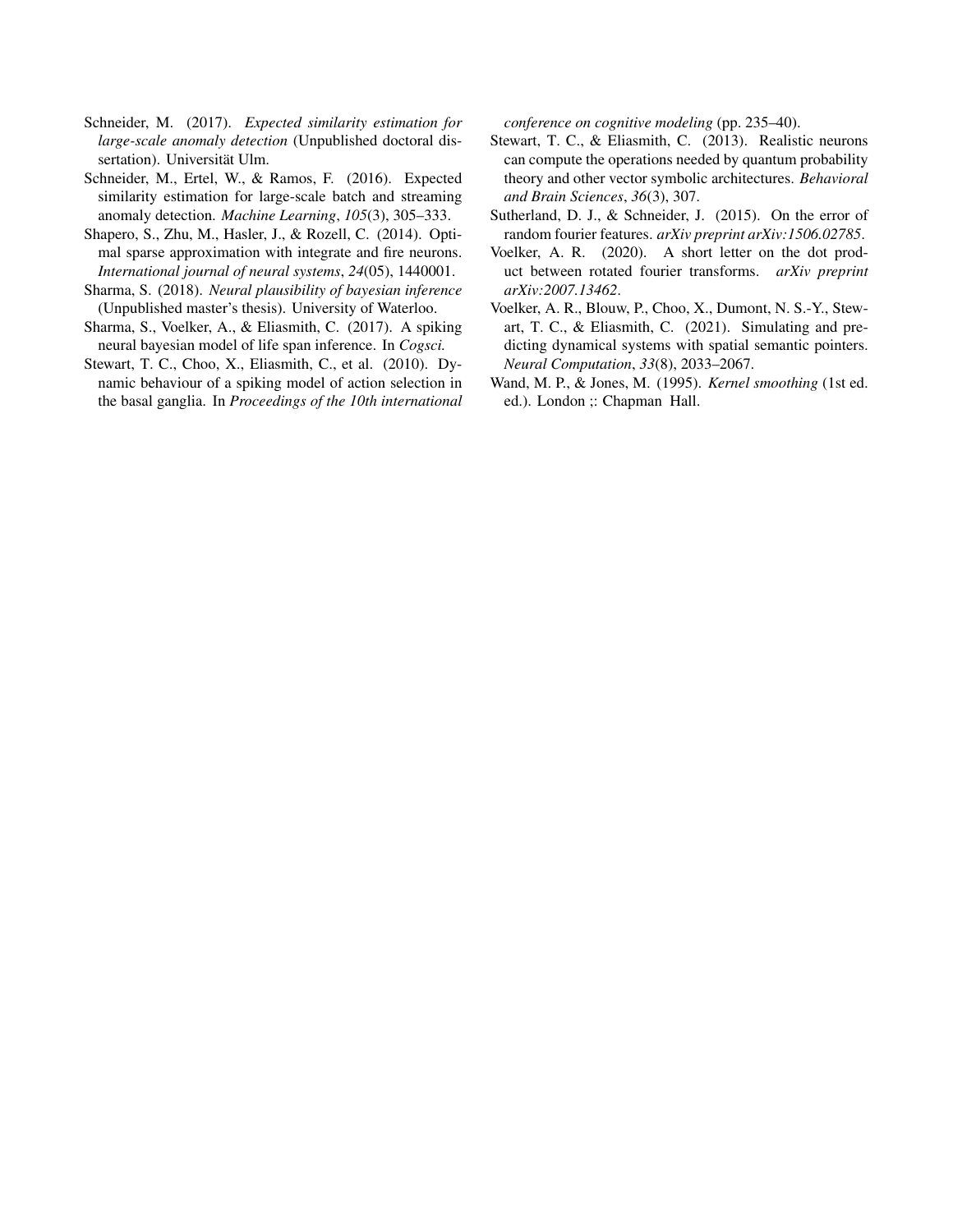Schneider, M. (2017). *Expected similarity estimation for large-scale anomaly detection* (Unpublished doctoral dissertation). Universität Ulm.

Schneider, M., Ertel, W., & Ramos, F. (2016). Expected similarity estimation for large-scale batch and streaming anomaly detection. *Machine Learning*, *105*(3), 305–333.

Shapero, S., Zhu, M., Hasler, J., & Rozell, C. (2014). Optimal sparse approximation with integrate and fire neurons. *International journal of neural systems*, *24*(05), 1440001.

Sharma, S. (2018). *Neural plausibility of bayesian inference* (Unpublished master's thesis). University of Waterloo.

Sharma, S., Voelker, A., & Eliasmith, C. (2017). A spiking neural bayesian model of life span inference. In *Cogsci.*

Stewart, T. C., Choo, X., Eliasmith, C., et al. (2010). Dynamic behaviour of a spiking model of action selection in the basal ganglia. In *Proceedings of the 10th international conference on cognitive modeling* (pp. 235–40).

Stewart, T. C., & Eliasmith, C. (2013). Realistic neurons can compute the operations needed by quantum probability theory and other vector symbolic architectures. *Behavioral and Brain Sciences*, *36*(3), 307.

Sutherland, D. J., & Schneider, J. (2015). On the error of random fourier features. *arXiv preprint arXiv:1506.02785*.

Voelker, A. R. (2020). A short letter on the dot product between rotated fourier transforms. *arXiv preprint arXiv:2007.13462*.

Voelker, A. R., Blouw, P., Choo, X., Dumont, N. S.-Y., Stewart, T. C., & Eliasmith, C. (2021). Simulating and predicting dynamical systems with spatial semantic pointers. *Neural Computation*, *33*(8), 2033–2067.

Wand, M. P., & Jones, M. (1995). *Kernel smoothing* (1st ed. ed.). London ;: Chapman Hall.